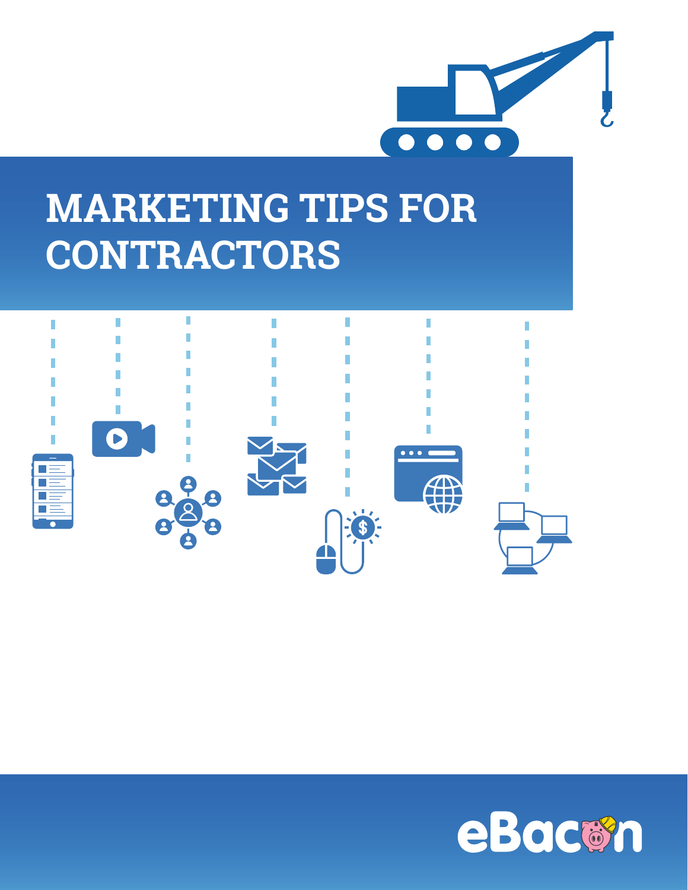# MARKETING TIPS FOR CONTRACTORS

eBacon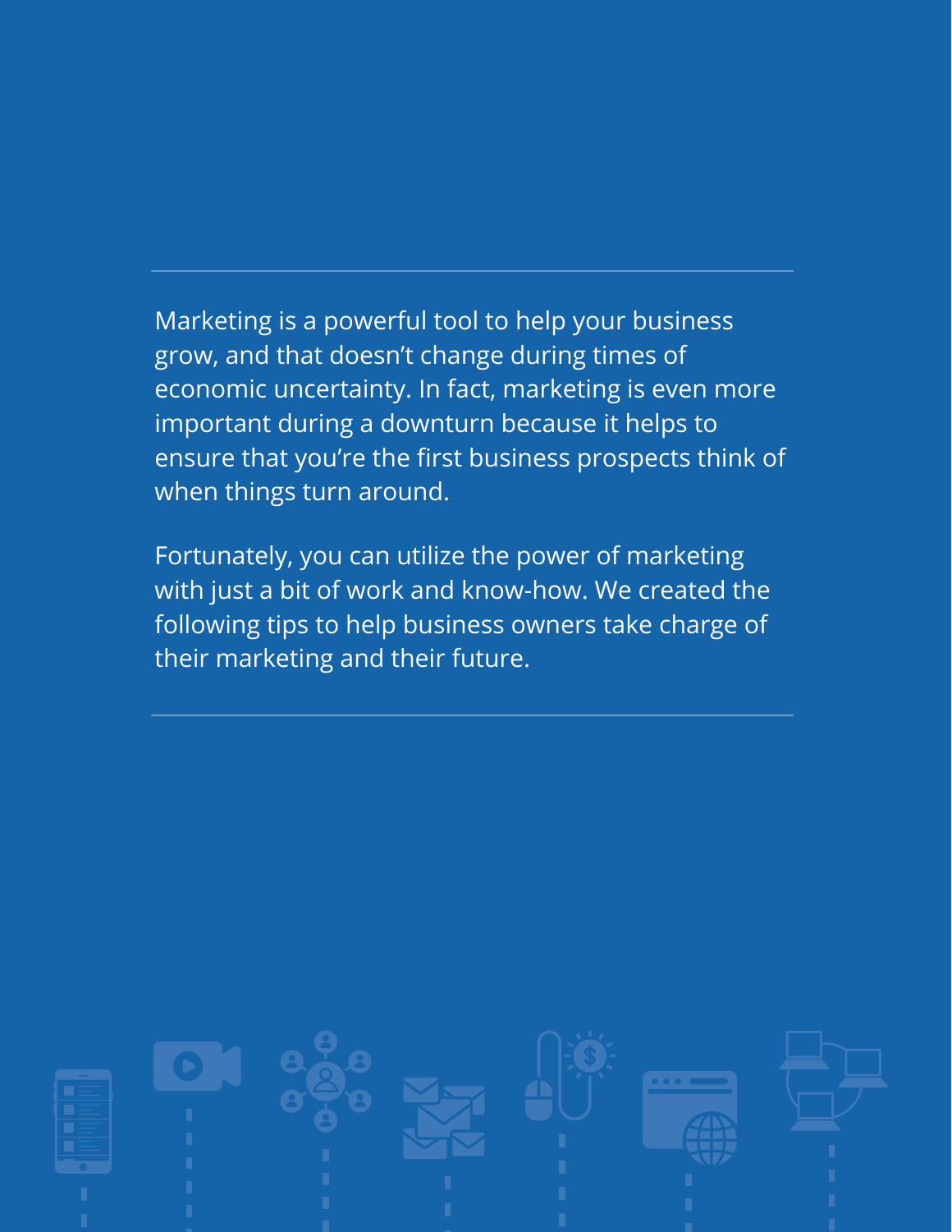Marketing is a powerful tool to help your business grow, and that doesn't change during times of economic uncertainty. In fact, marketing is even more important during a downturn because it helps to ensure that you're the first business prospects think of when things turn around.

Fortunately, you can utilize the power of marketing with just a bit of work and know-how. We created the following tips to help business owners take charge of their marketing and their future.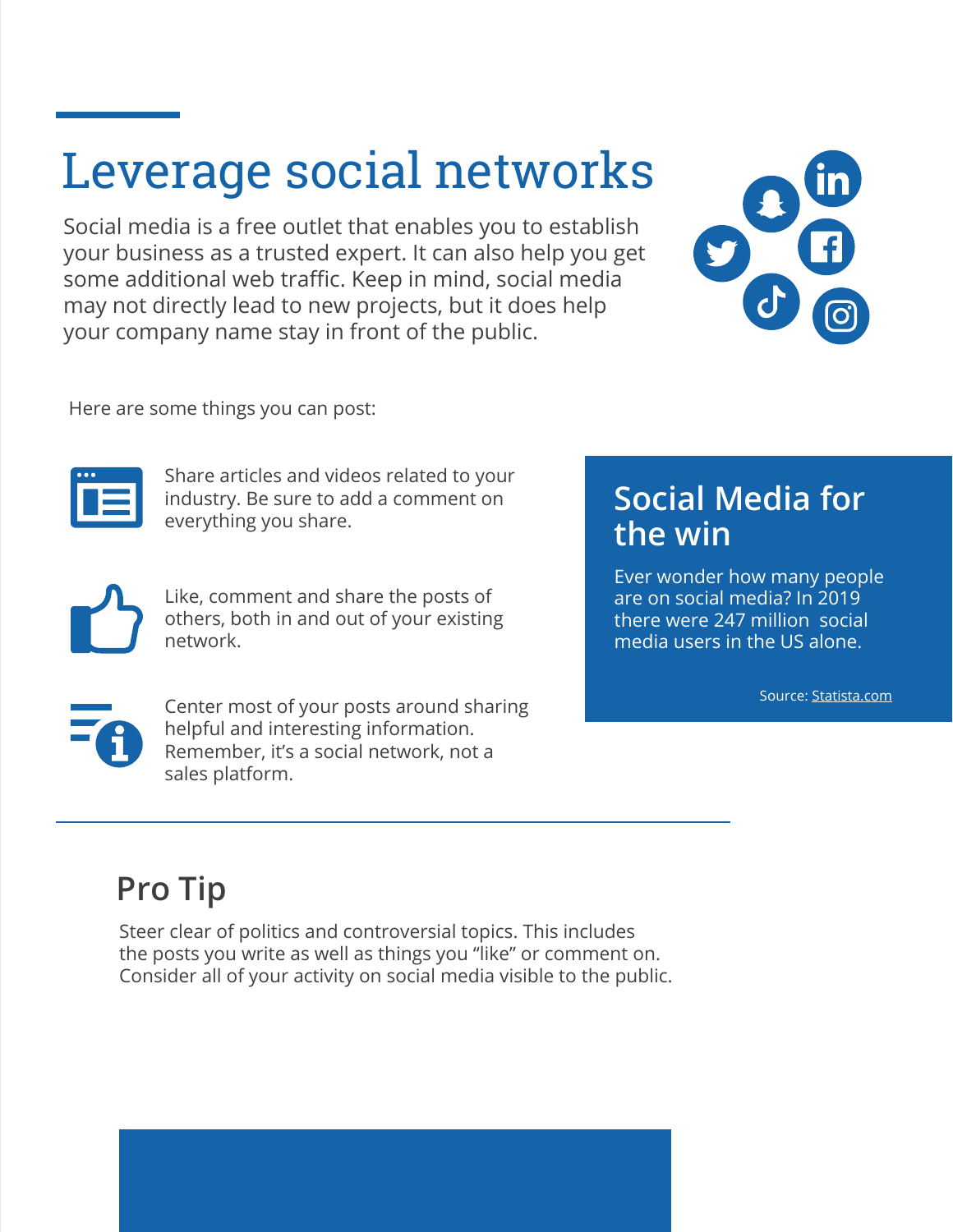# Leverage social networks

Social media is a free outlet that enables you to establish your business as a trusted expert. It can also help you get some additional web traffic. Keep in mind, social media may not directly lead to new projects, but it does help your company name stay in front of the public.

Here are some things you can post:

- Share articles and videos related to your industry. Be sure to add a comment on everything you share.
- Like, comment and share the posts of others, both in and out of your existing network.
- Center most of your posts around sharing helpful and interesting information. Remember, it's a social network, not a sales platform.

## Social Media for the win

Ever wonder how many people are on social media? In 2019 there were 247 million social media users in the US alone.

Source: Statista.com

## Pro Tip

Steer clear of politics and controversial topics. This includes the posts you write as well as things you "like" or comment on. Consider all of your activity on social media visible to the public.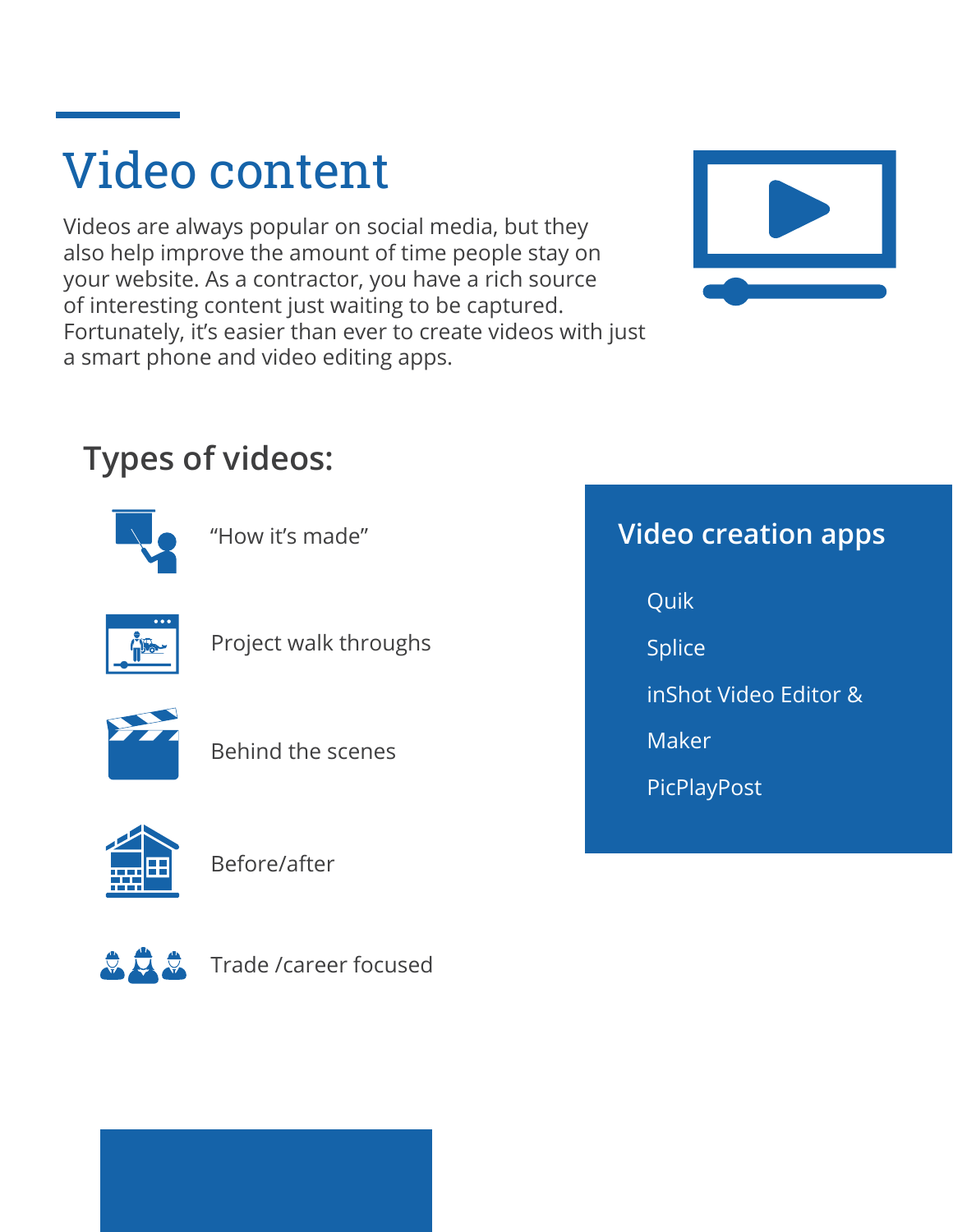# Video content

Videos are always popular on social media, but they also help improve the amount of time people stay on your website. As a contractor, you have a rich source of interesting content just waiting to be captured. Fortunately, it's easier than ever to create videos with just a smart phone and video editing apps.

## Types of videos:

- "How it's made"
- Project walk throughs
- Behind the scenes
- Before/after
- Trade /career focused

## Video creation apps

- Quik
- Splice
- inShot Video Editor & Maker
- PicPlayPost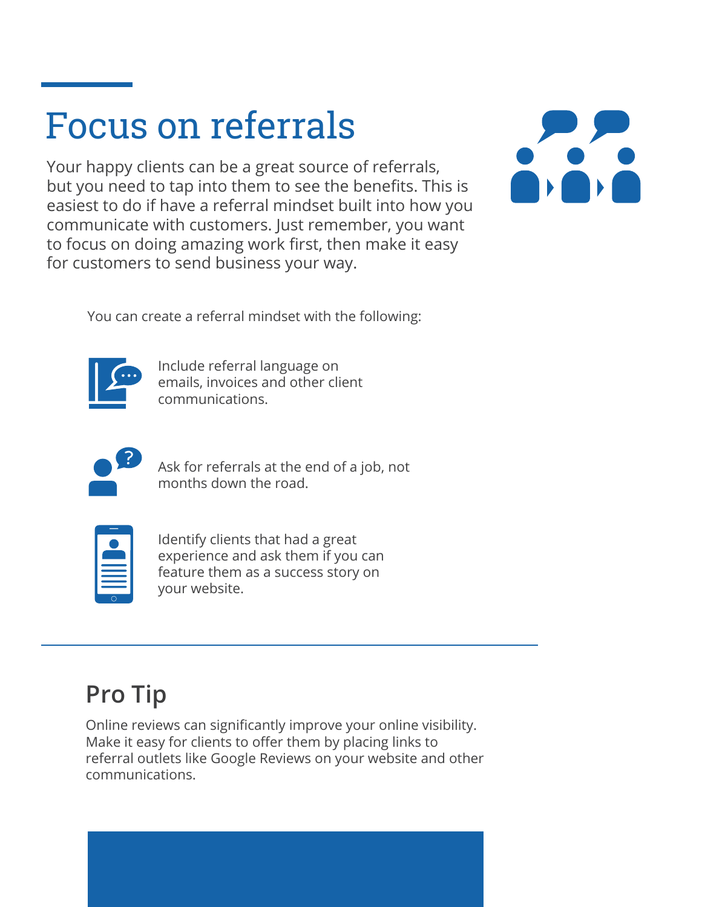# Focus on referrals

Your happy clients can be a great source of referrals, but you need to tap into them to see the benefits. This is easiest to do if have a referral mindset built into how you communicate with customers. Just remember, you want to focus on doing amazing work first, then make it easy for customers to send business your way.

You can create a referral mindset with the following:

- Include referral language on emails, invoices and other client communications.
- Ask for referrals at the end of a job, not months down the road.
- Identify clients that had a great experience and ask them if you can feature them as a success story on your website.

## Pro Tip

Online reviews can significantly improve your online visibility. Make it easy for clients to offer them by placing links to referral outlets like Google Reviews on your website and other communications.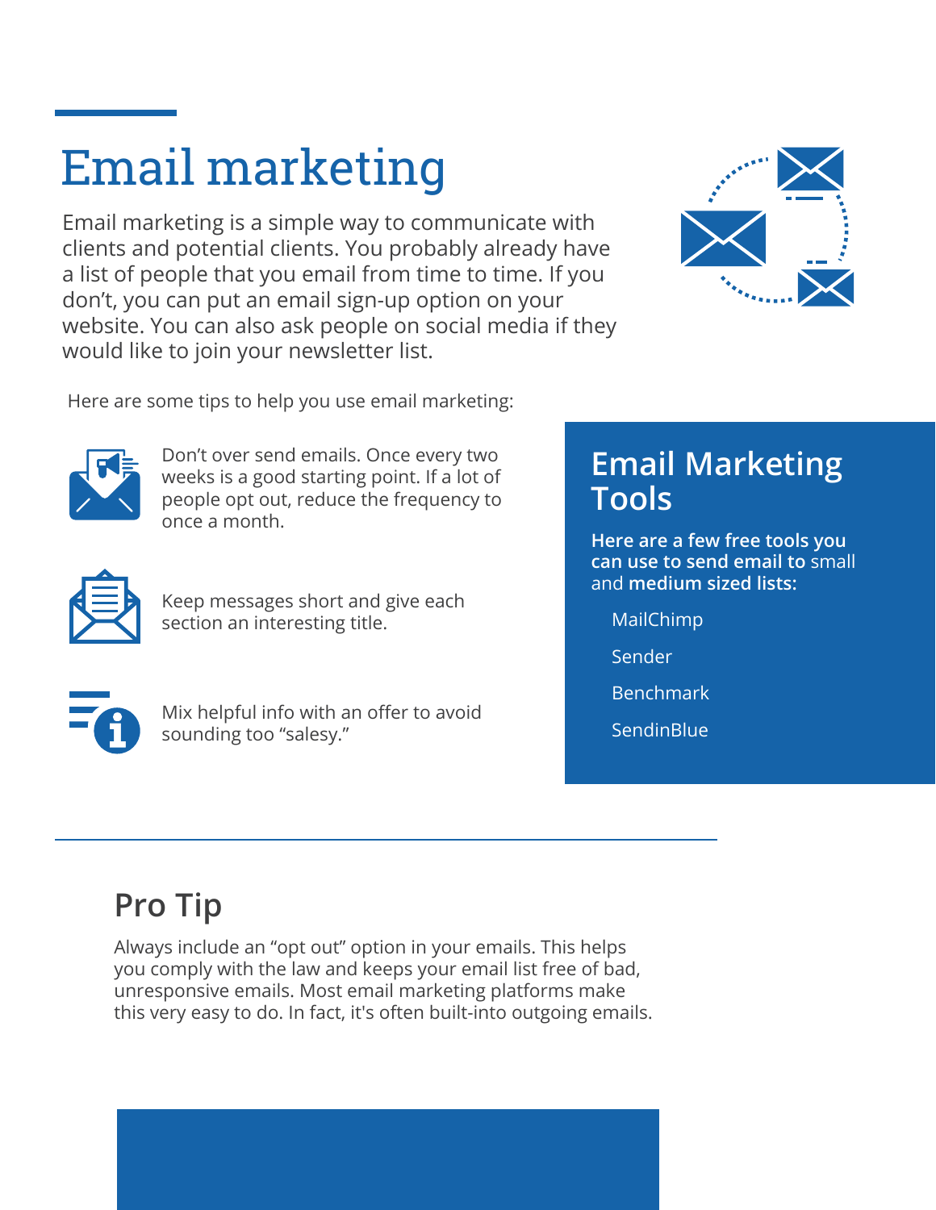# Email marketing

Email marketing is a simple way to communicate with clients and potential clients. You probably already have a list of people that you email from time to time. If you don't, you can put an email sign-up option on your website. You can also ask people on social media if they would like to join your newsletter list.

Here are some tips to help you use email marketing:

- Don't over send emails. Once every two weeks is a good starting point. If a lot of people opt out, reduce the frequency to once a month.
- Keep messages short and give each section an interesting title.
- Mix helpful info with an offer to avoid sounding too "salesy."

## Email Marketing Tools

**Here are a few free tools you can use to send email to** small and **medium sized lists:**

- MailChimp
- Sender
- Benchmark
- SendinBlue

## Pro Tip

Always include an "opt out" option in your emails. This helps you comply with the law and keeps your email list free of bad, unresponsive emails. Most email marketing platforms make this very easy to do. In fact, it's often built-into outgoing emails.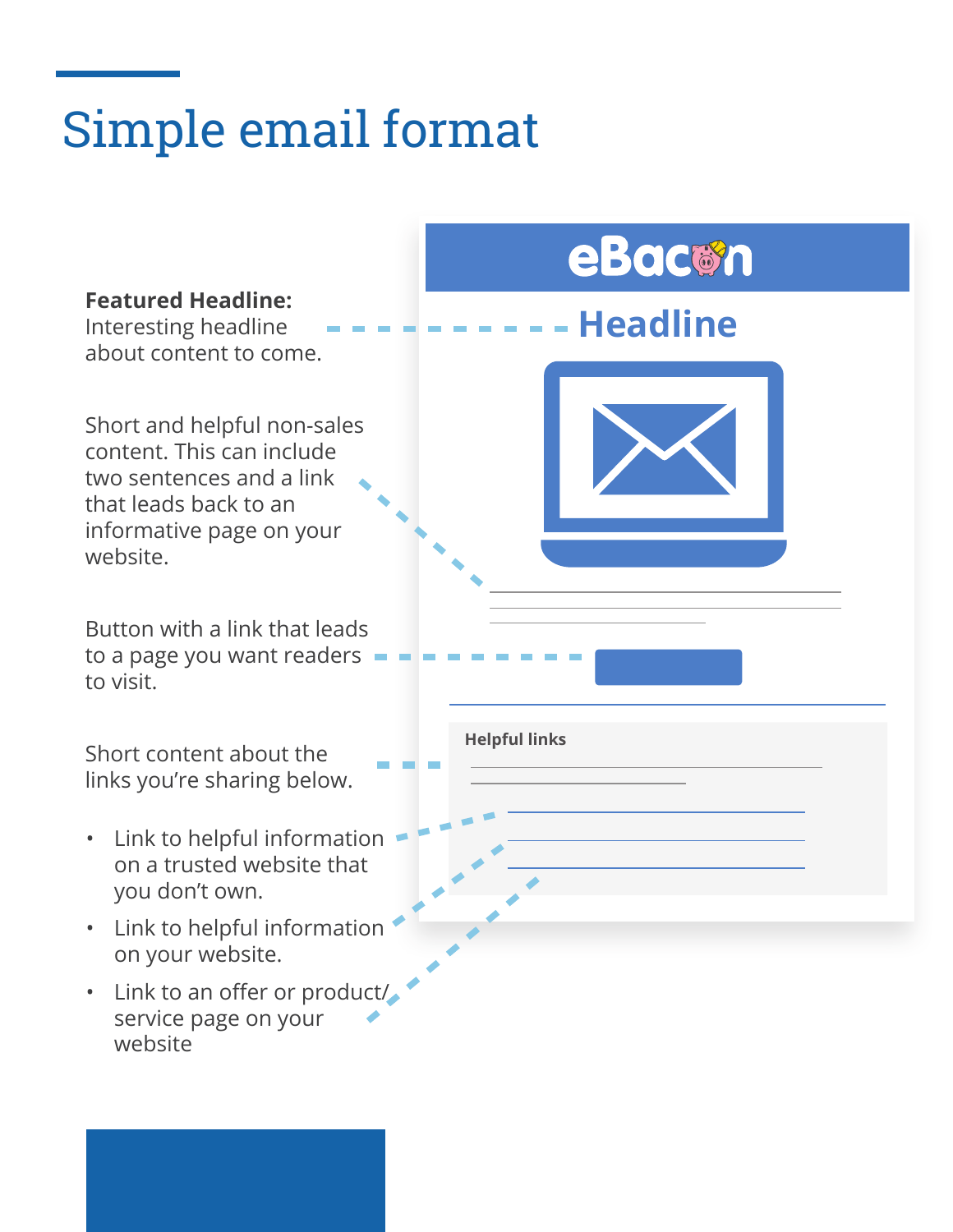# Simple email format

**Featured Headline:** Interesting headline about content to come.

Short and helpful non-sales content. This can include two sentences and a link that leads back to an informative page on your website.

Button with a link that leads to a page you want readers to visit.

Short content about the links you're sharing below.

- Link to helpful information on a trusted website that you don't own.
- Link to helpful information on your website.
- Link to an offer or product/service page on your website

eBacon

Headline

Helpful links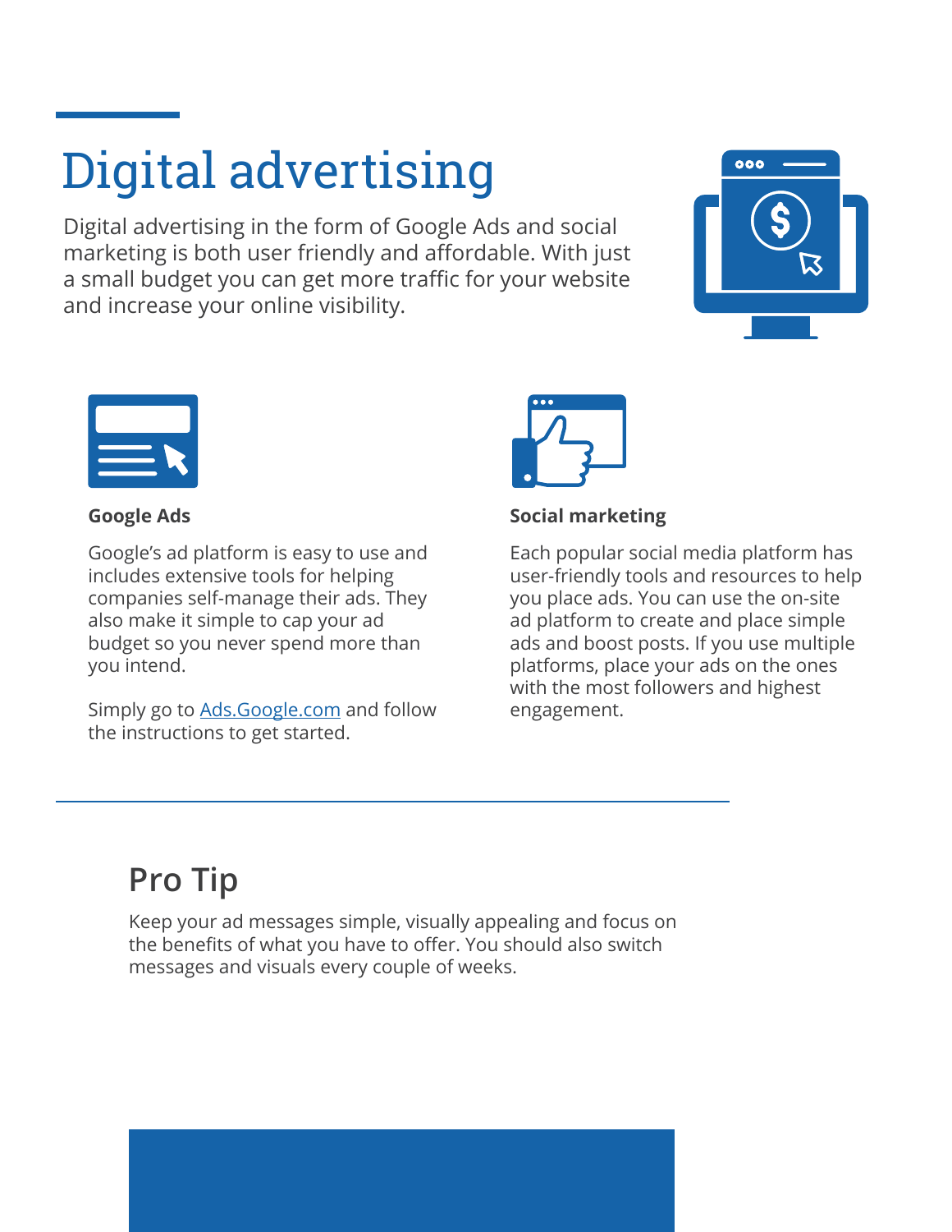# Digital advertising

Digital advertising in the form of Google Ads and social marketing is both user friendly and affordable. With just a small budget you can get more traffic for your website and increase your online visibility.

**Google Ads**

Google's ad platform is easy to use and includes extensive tools for helping companies self-manage their ads. They also make it simple to cap your ad budget so you never spend more than you intend.

Simply go to [Ads.Google.com](https://ads.google.com) and follow the instructions to get started.

**Social marketing**

Each popular social media platform has user-friendly tools and resources to help you place ads. You can use the on-site ad platform to create and place simple ads and boost posts. If you use multiple platforms, place your ads on the ones with the most followers and highest engagement.

## Pro Tip

Keep your ad messages simple, visually appealing and focus on the benefits of what you have to offer. You should also switch messages and visuals every couple of weeks.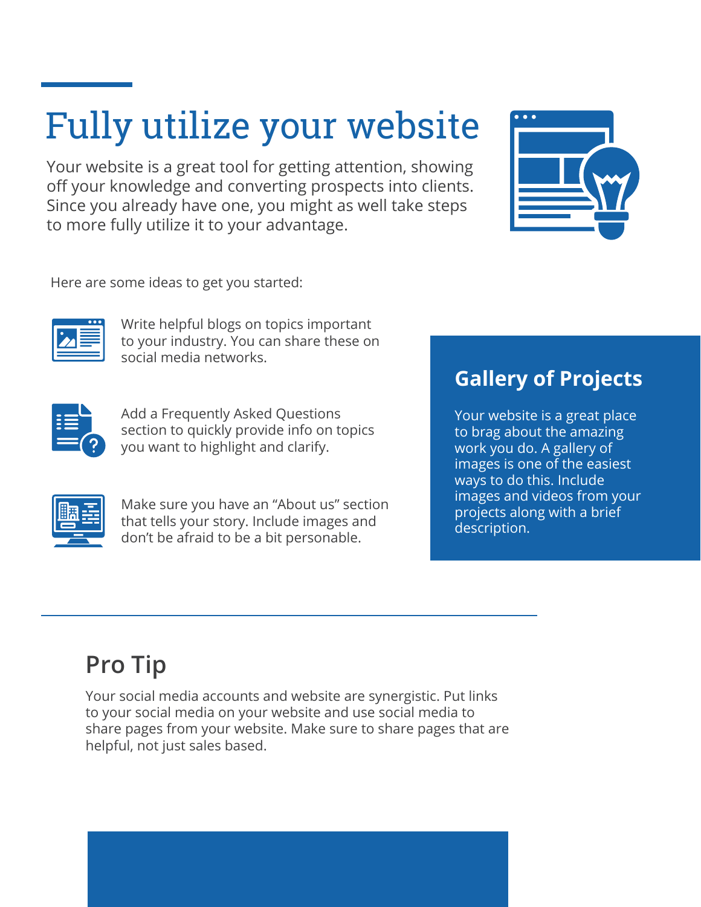# Fully utilize your website

Your website is a great tool for getting attention, showing off your knowledge and converting prospects into clients. Since you already have one, you might as well take steps to more fully utilize it to your advantage.

Here are some ideas to get you started:

- Write helpful blogs on topics important to your industry. You can share these on social media networks.
- Add a Frequently Asked Questions section to quickly provide info on topics you want to highlight and clarify.
- Make sure you have an "About us" section that tells your story. Include images and don't be afraid to be a bit personable.

## Gallery of Projects

Your website is a great place to brag about the amazing work you do. A gallery of images is one of the easiest ways to do this. Include images and videos from your projects along with a brief description.

## Pro Tip

Your social media accounts and website are synergistic. Put links to your social media on your website and use social media to share pages from your website. Make sure to share pages that are helpful, not just sales based.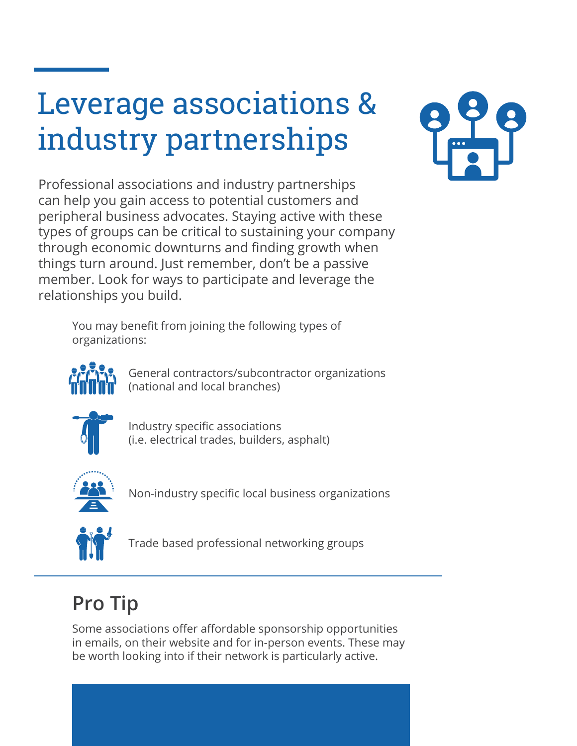# Leverage associations & industry partnerships

Professional associations and industry partnerships can help you gain access to potential customers and peripheral business advocates. Staying active with these types of groups can be critical to sustaining your company through economic downturns and finding growth when things turn around. Just remember, don't be a passive member. Look for ways to participate and leverage the relationships you build.

You may benefit from joining the following types of organizations:

- General contractors/subcontractor organizations (national and local branches)
- Industry specific associations (i.e. electrical trades, builders, asphalt)
- Non-industry specific local business organizations
- Trade based professional networking groups

## Pro Tip

Some associations offer affordable sponsorship opportunities in emails, on their website and for in-person events. These may be worth looking into if their network is particularly active.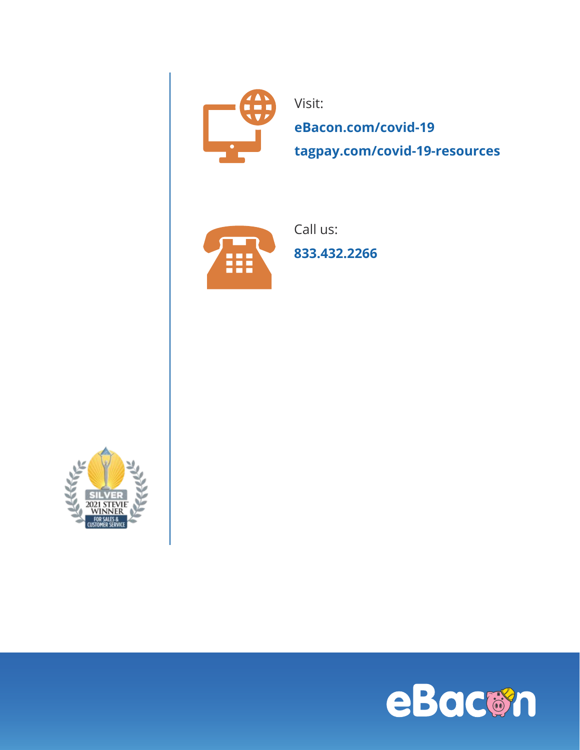Visit:

**eBacon.com/covid-19**

**tagpay.com/covid-19-resources**

Call us:

**833.432.2266**

SILVER 2021 STEVIE WINNER FOR SALES & CUSTOMER SERVICE

eBacon